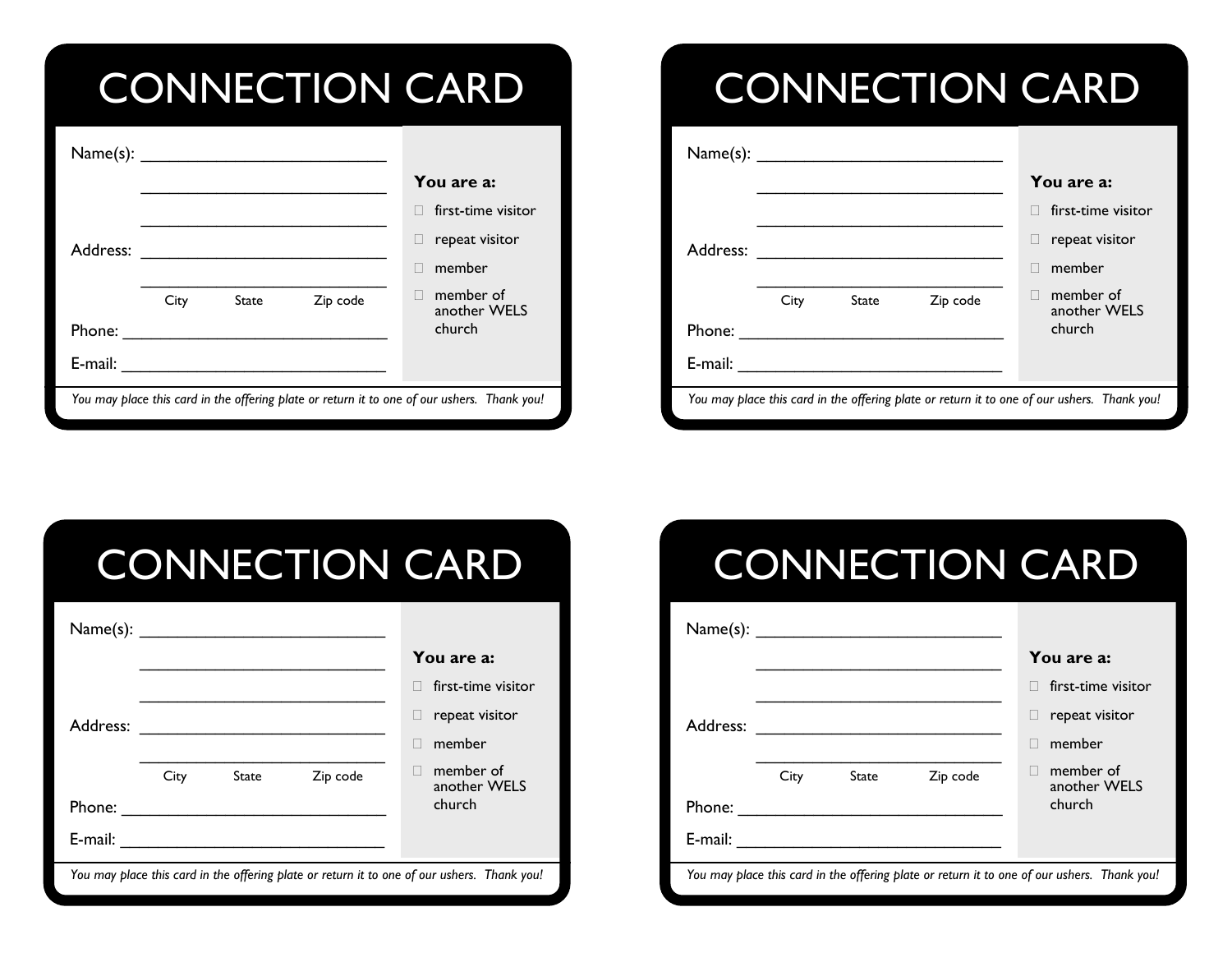# CONNECTION CARD

Name(s): ___________________________

___________________________

___________________________

Address: ___________________________

___________________________

City State Zip code

Phone: ______________________________

E-mail: ______________________________

**You are a:**

- ☐ first-time visitor
- ☐ repeat visitor
- ☐ member
- ☐ member of another WELS church

*You may place this card in the offering plate or return it to one of our ushers. Thank you!*

# CONNECTION CARD

Name(s): ___________________________

___________________________

___________________________

Address: ___________________________

___________________________

City State Zip code

Phone: ______________________________

E-mail: ______________________________

**You are a:**

- ☐ first-time visitor
- ☐ repeat visitor
- ☐ member
- ☐ member of another WELS church

*You may place this card in the offering plate or return it to one of our ushers. Thank you!*

# CONNECTION CARD

Name(s): ___________________________

___________________________

___________________________

Address: ___________________________

___________________________

City State Zip code

Phone: ______________________________

E-mail: ______________________________

**You are a:**

- ☐ first-time visitor
- ☐ repeat visitor
- ☐ member
- ☐ member of another WELS church

*You may place this card in the offering plate or return it to one of our ushers. Thank you!*

# CONNECTION CARD

Name(s): ___________________________

___________________________

___________________________

Address: ___________________________

___________________________

City State Zip code

Phone: ______________________________

E-mail: ______________________________

**You are a:**

- ☐ first-time visitor
- ☐ repeat visitor
- ☐ member
- ☐ member of another WELS church

*You may place this card in the offering plate or return it to one of our ushers. Thank you!*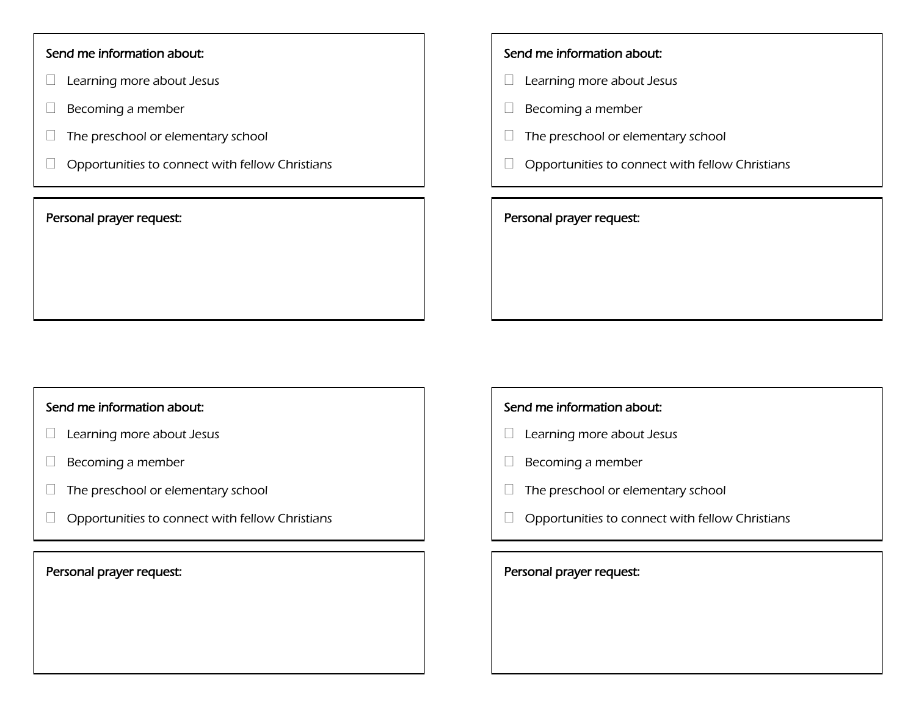Send me information about:

- ☐ Learning more about Jesus
- ☐ Becoming a member
- ☐ The preschool or elementary school
- ☐ Opportunities to connect with fellow Christians

Personal prayer request:

Send me information about:

- ☐ Learning more about Jesus
- ☐ Becoming a member
- ☐ The preschool or elementary school
- ☐ Opportunities to connect with fellow Christians

Personal prayer request:

Send me information about:

- ☐ Learning more about Jesus
- ☐ Becoming a member
- ☐ The preschool or elementary school
- ☐ Opportunities to connect with fellow Christians

Personal prayer request:

Send me information about:

- ☐ Learning more about Jesus
- ☐ Becoming a member
- ☐ The preschool or elementary school
- ☐ Opportunities to connect with fellow Christians

Personal prayer request: